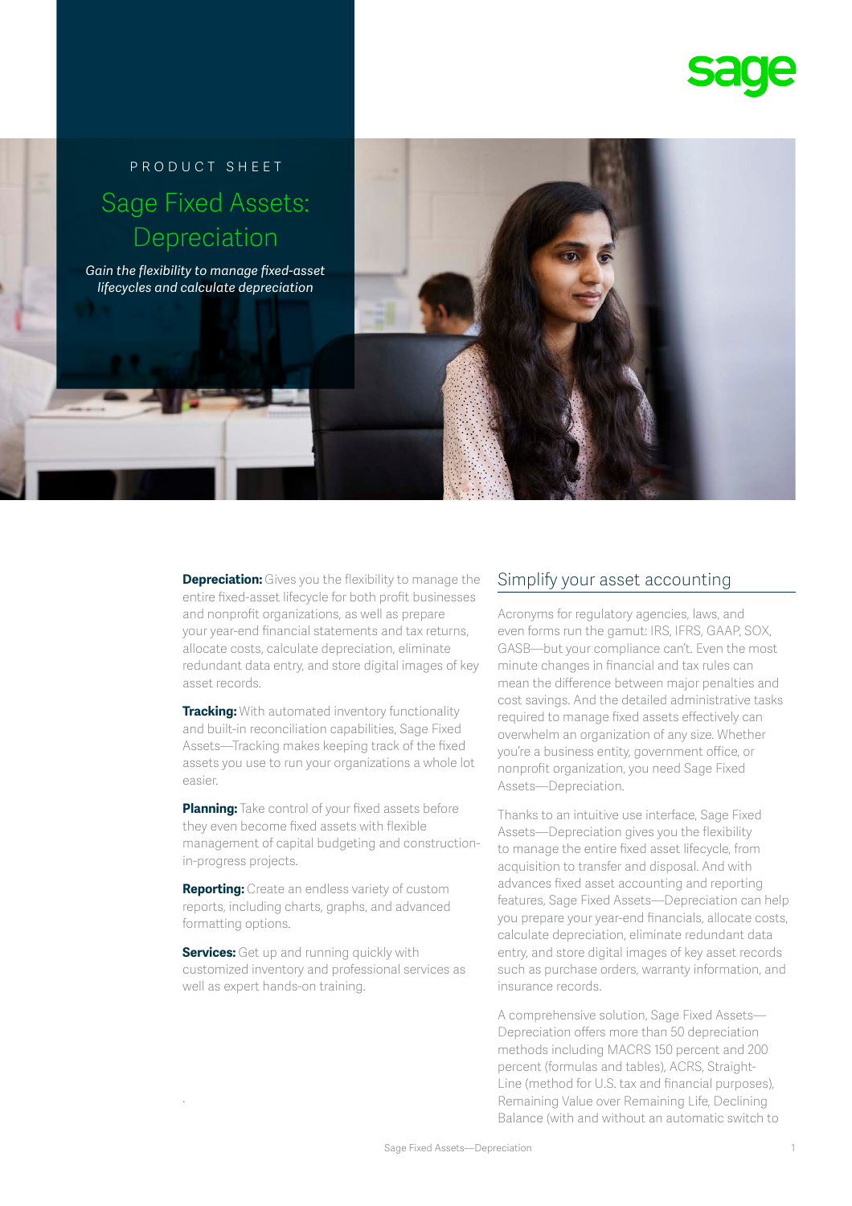PRODUCT SHEET

# Sage Fixed Assets: Depreciation

*Gain the flexibility to manage fixed-asset lifecycles and calculate depreciation*

**Depreciation:** Gives you the flexibility to manage the entire fixed-asset lifecycle for both profit businesses and nonprofit organizations, as well as prepare your year-end financial statements and tax returns, allocate costs, calculate depreciation, eliminate redundant data entry, and store digital images of key asset records.

**Tracking:** With automated inventory functionality and built-in reconciliation capabilities, Sage Fixed Assets—Tracking makes keeping track of the fixed assets you use to run your organizations a whole lot easier.

**Planning:** Take control of your fixed assets before they even become fixed assets with flexible management of capital budgeting and construction-in-progress projects.

**Reporting:** Create an endless variety of custom reports, including charts, graphs, and advanced formatting options.

**Services:** Get up and running quickly with customized inventory and professional services as well as expert hands-on training.

## Simplify your asset accounting

Acronyms for regulatory agencies, laws, and even forms run the gamut: IRS, IFRS, GAAP, SOX, GASB—but your compliance can't. Even the most minute changes in financial and tax rules can mean the difference between major penalties and cost savings. And the detailed administrative tasks required to manage fixed assets effectively can overwhelm an organization of any size. Whether you're a business entity, government office, or nonprofit organization, you need Sage Fixed Assets—Depreciation.

Thanks to an intuitive use interface, Sage Fixed Assets—Depreciation gives you the flexibility to manage the entire fixed asset lifecycle, from acquisition to transfer and disposal. And with advances fixed asset accounting and reporting features, Sage Fixed Assets—Depreciation can help you prepare your year-end financials, allocate costs, calculate depreciation, eliminate redundant data entry, and store digital images of key asset records such as purchase orders, warranty information, and insurance records.

A comprehensive solution, Sage Fixed Assets—Depreciation offers more than 50 depreciation methods including MACRS 150 percent and 200 percent (formulas and tables), ACRS, Straight-Line (method for U.S. tax and financial purposes), Remaining Value over Remaining Life, Declining Balance (with and without an automatic switch to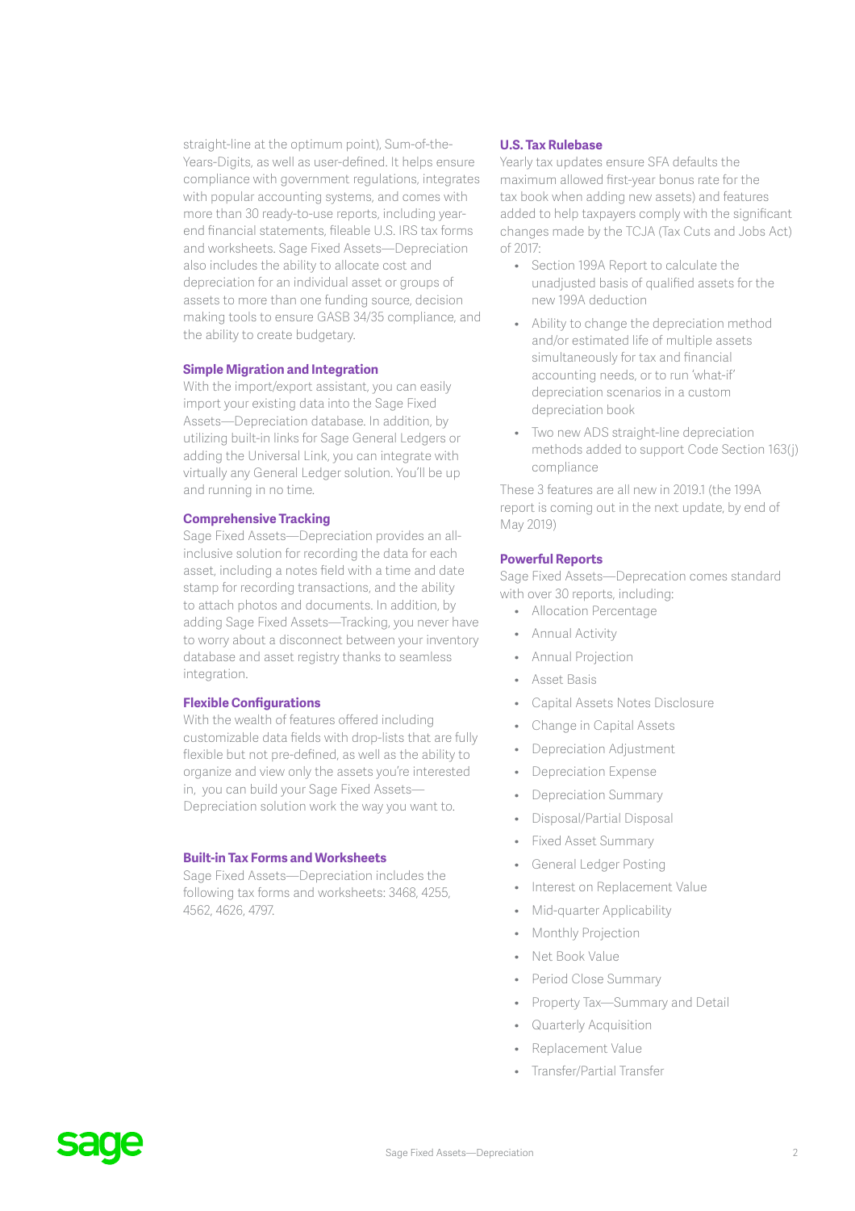straight-line at the optimum point), Sum-of-the-Years-Digits, as well as user-defined. It helps ensure compliance with government regulations, integrates with popular accounting systems, and comes with more than 30 ready-to-use reports, including year-end financial statements, fileable U.S. IRS tax forms and worksheets. Sage Fixed Assets—Depreciation also includes the ability to allocate cost and depreciation for an individual asset or groups of assets to more than one funding source, decision making tools to ensure GASB 34/35 compliance, and the ability to create budgetary.

### Simple Migration and Integration

With the import/export assistant, you can easily import your existing data into the Sage Fixed Assets—Depreciation database. In addition, by utilizing built-in links for Sage General Ledgers or adding the Universal Link, you can integrate with virtually any General Ledger solution. You'll be up and running in no time.

### Comprehensive Tracking

Sage Fixed Assets—Depreciation provides an all-inclusive solution for recording the data for each asset, including a notes field with a time and date stamp for recording transactions, and the ability to attach photos and documents. In addition, by adding Sage Fixed Assets—Tracking, you never have to worry about a disconnect between your inventory database and asset registry thanks to seamless integration.

### Flexible Configurations

With the wealth of features offered including customizable data fields with drop-lists that are fully flexible but not pre-defined, as well as the ability to organize and view only the assets you're interested in, you can build your Sage Fixed Assets—Depreciation solution work the way you want to.

### Built-in Tax Forms and Worksheets

Sage Fixed Assets—Depreciation includes the following tax forms and worksheets: 3468, 4255, 4562, 4626, 4797.

### U.S. Tax Rulebase

Yearly tax updates ensure SFA defaults the maximum allowed first-year bonus rate for the tax book when adding new assets) and features added to help taxpayers comply with the significant changes made by the TCJA (Tax Cuts and Jobs Act) of 2017:

- Section 199A Report to calculate the unadjusted basis of qualified assets for the new 199A deduction
- Ability to change the depreciation method and/or estimated life of multiple assets simultaneously for tax and financial accounting needs, or to run 'what-if' depreciation scenarios in a custom depreciation book
- Two new ADS straight-line depreciation methods added to support Code Section 163(j) compliance

These 3 features are all new in 2019.1 (the 199A report is coming out in the next update, by end of May 2019)

### Powerful Reports

Sage Fixed Assets—Deprecation comes standard with over 30 reports, including:

- Allocation Percentage
- Annual Activity
- Annual Projection
- Asset Basis
- Capital Assets Notes Disclosure
- Change in Capital Assets
- Depreciation Adjustment
- Depreciation Expense
- Depreciation Summary
- Disposal/Partial Disposal
- Fixed Asset Summary
- General Ledger Posting
- Interest on Replacement Value
- Mid-quarter Applicability
- Monthly Projection
- Net Book Value
- Period Close Summary
- Property Tax—Summary and Detail
- Quarterly Acquisition
- Replacement Value
- Transfer/Partial Transfer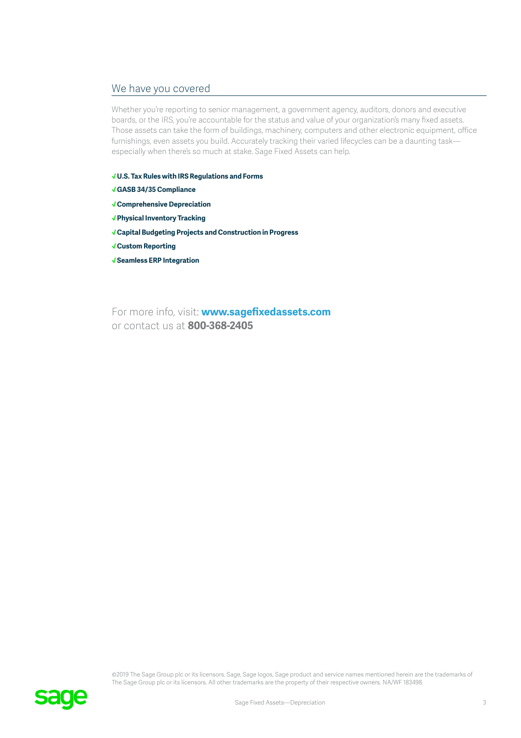## We have you covered

Whether you're reporting to senior management, a government agency, auditors, donors and executive boards, or the IRS, you're accountable for the status and value of your organization's many fixed assets. Those assets can take the form of buildings, machinery, computers and other electronic equipment, office furnishings, even assets you build. Accurately tracking their varied lifecycles can be a daunting task—especially when there's so much at stake. Sage Fixed Assets can help.

- √ **U.S. Tax Rules with IRS Regulations and Forms**
- √ **GASB 34/35 Compliance**
- √ **Comprehensive Depreciation**
- √ **Physical Inventory Tracking**
- √ **Capital Budgeting Projects and Construction in Progress**
- √ **Custom Reporting**
- √ **Seamless ERP Integration**

For more info, visit: **www.sagefixedassets.com**
or contact us at **800-368-2405**

©2019 The Sage Group plc or its licensors. Sage, Sage logos, Sage product and service names mentioned herein are the trademarks of The Sage Group plc or its licensors. All other trademarks are the property of their respective owners. NA/WF 183498.